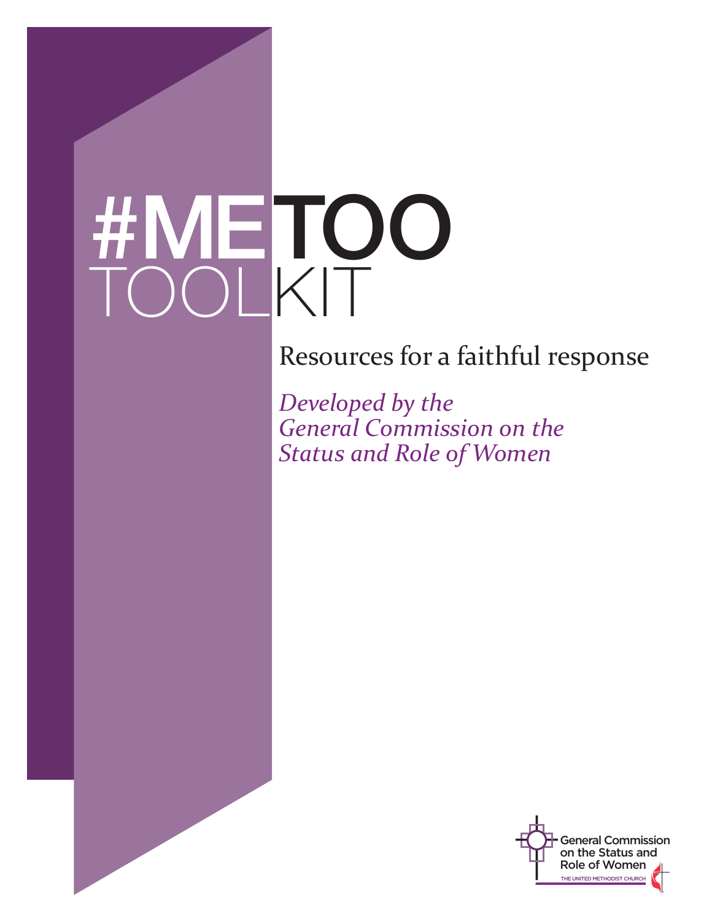# #METOO TOOLKIT

## Resources for a faithful response

*Developed by the General Commission on the Status and Role of Women*

General Commission on the Status and Role of Women

THE UNITED METHODIST CHURCH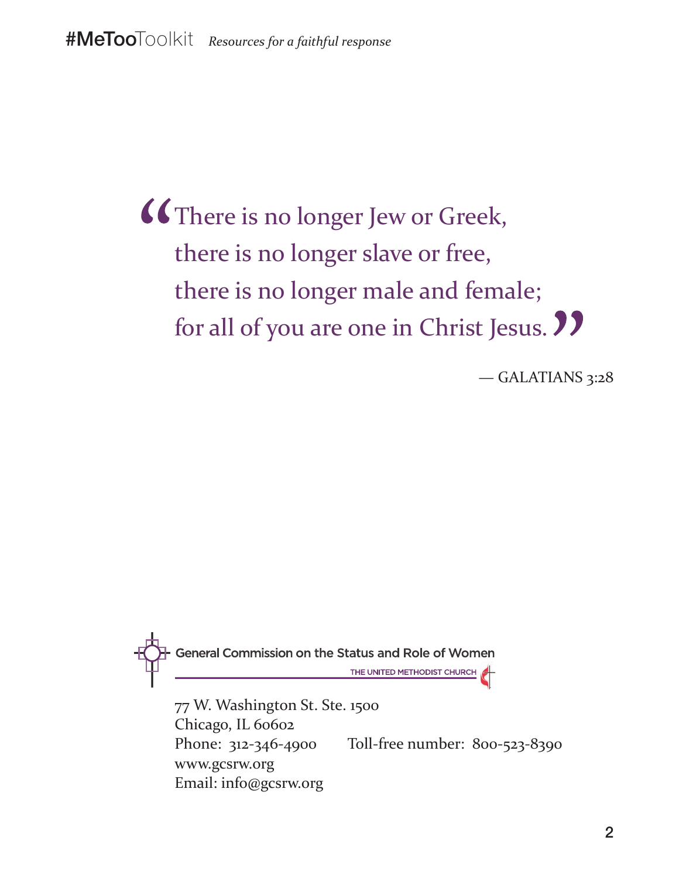> "There is no longer Jew or Greek,
> there is no longer slave or free,
> there is no longer male and female;
> for all of you are one in Christ Jesus."
>
> — GALATIANS 3:28

General Commission on the Status and Role of Women

THE UNITED METHODIST CHURCH

77 W. Washington St. Ste. 1500
Chicago, IL 60602
Phone: 312-346-4900 Toll-free number: 800-523-8390
www.gcsrw.org
Email: info@gcsrw.org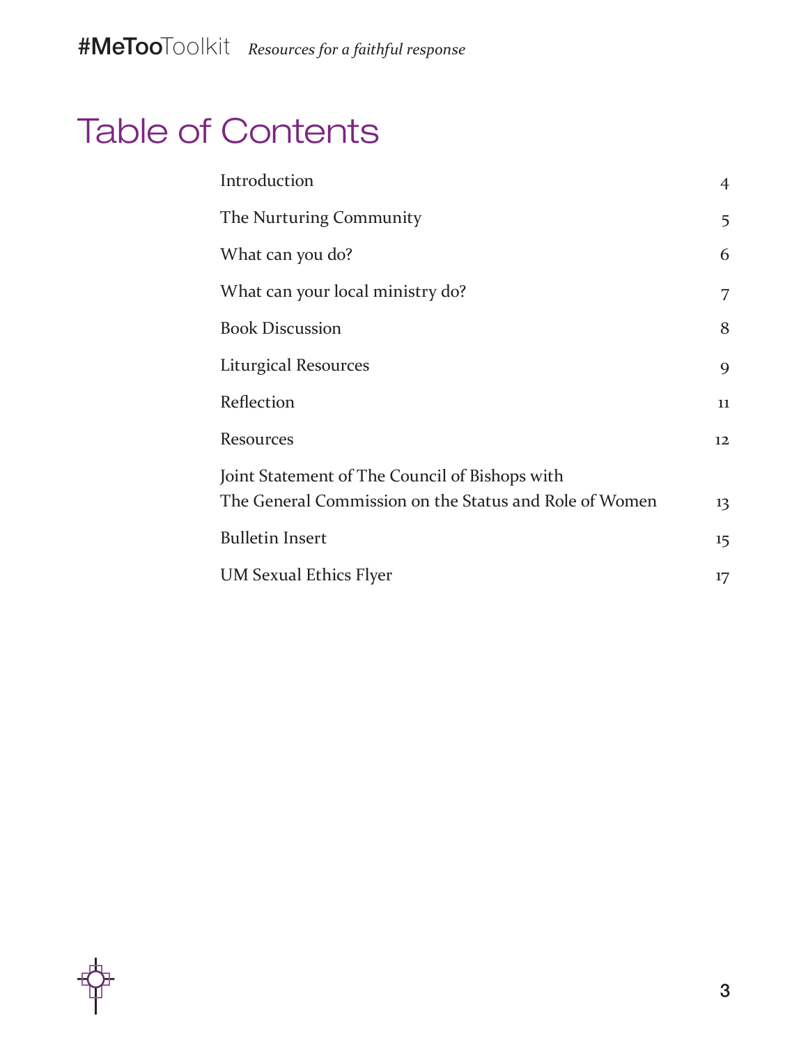# Table of Contents

| | |
|---|---|
| Introduction | 4 |
| The Nurturing Community | 5 |
| What can you do? | 6 |
| What can your local ministry do? | 7 |
| Book Discussion | 8 |
| Liturgical Resources | 9 |
| Reflection | 11 |
| Resources | 12 |
| Joint Statement of The Council of Bishops with The General Commission on the Status and Role of Women | 13 |
| Bulletin Insert | 15 |
| UM Sexual Ethics Flyer | 17 |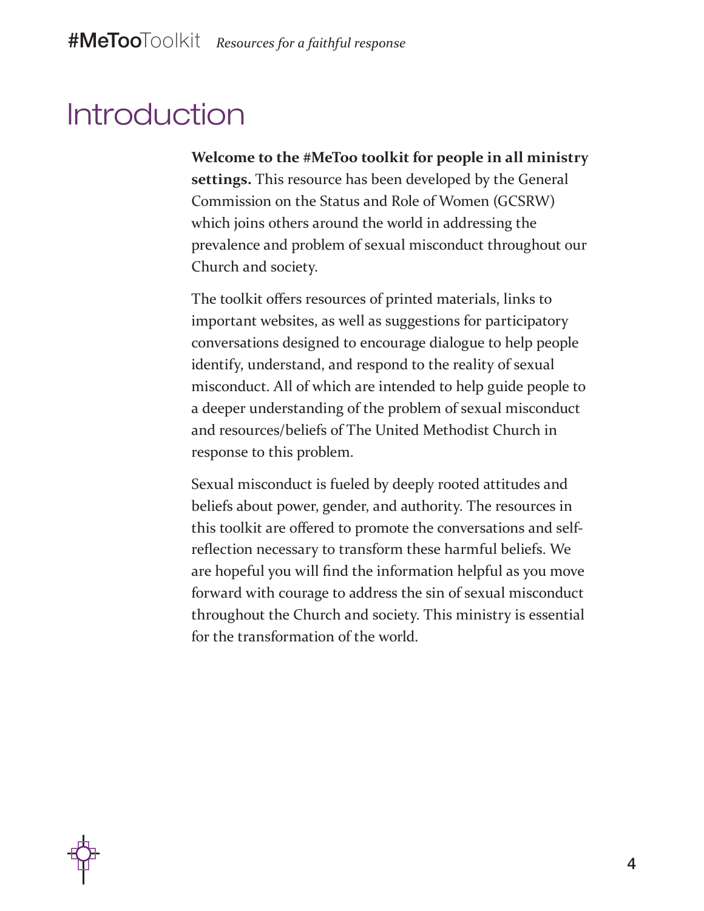# Introduction

**Welcome to the #MeToo toolkit for people in all ministry settings.** This resource has been developed by the General Commission on the Status and Role of Women (GCSRW) which joins others around the world in addressing the prevalence and problem of sexual misconduct throughout our Church and society.

The toolkit offers resources of printed materials, links to important websites, as well as suggestions for participatory conversations designed to encourage dialogue to help people identify, understand, and respond to the reality of sexual misconduct. All of which are intended to help guide people to a deeper understanding of the problem of sexual misconduct and resources/beliefs of The United Methodist Church in response to this problem.

Sexual misconduct is fueled by deeply rooted attitudes and beliefs about power, gender, and authority. The resources in this toolkit are offered to promote the conversations and self-reflection necessary to transform these harmful beliefs. We are hopeful you will find the information helpful as you move forward with courage to address the sin of sexual misconduct throughout the Church and society. This ministry is essential for the transformation of the world.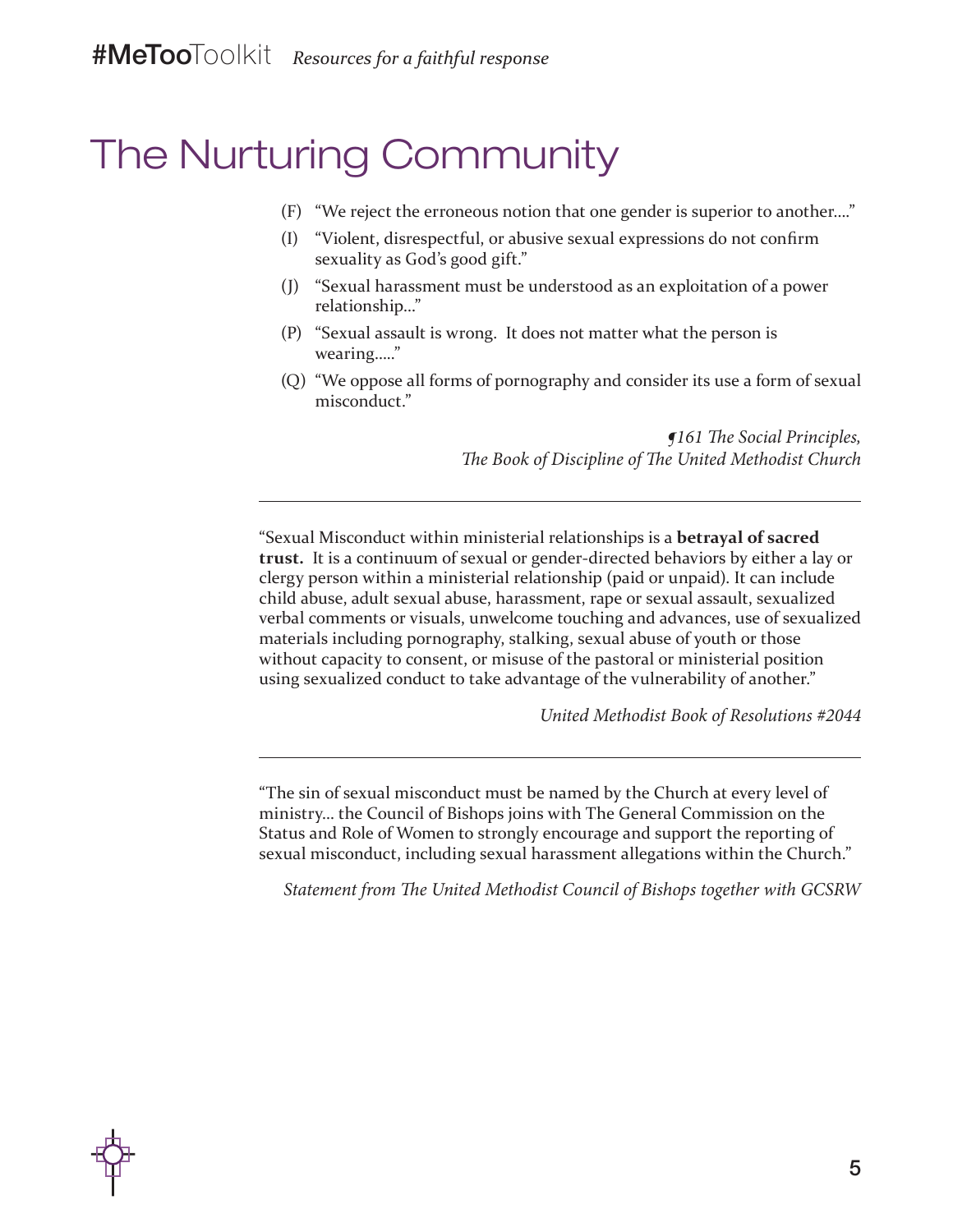# The Nurturing Community

(F) "We reject the erroneous notion that one gender is superior to another...."

(I) "Violent, disrespectful, or abusive sexual expressions do not confirm sexuality as God's good gift."

(J) "Sexual harassment must be understood as an exploitation of a power relationship..."

(P) "Sexual assault is wrong. It does not matter what the person is wearing....."

(Q) "We oppose all forms of pornography and consider its use a form of sexual misconduct."

*¶161 The Social Principles,*
*The Book of Discipline of The United Methodist Church*

---

"Sexual Misconduct within ministerial relationships is a **betrayal of sacred trust.** It is a continuum of sexual or gender-directed behaviors by either a lay or clergy person within a ministerial relationship (paid or unpaid). It can include child abuse, adult sexual abuse, harassment, rape or sexual assault, sexualized verbal comments or visuals, unwelcome touching and advances, use of sexualized materials including pornography, stalking, sexual abuse of youth or those without capacity to consent, or misuse of the pastoral or ministerial position using sexualized conduct to take advantage of the vulnerability of another."

*United Methodist Book of Resolutions #2044*

---

"The sin of sexual misconduct must be named by the Church at every level of ministry... the Council of Bishops joins with The General Commission on the Status and Role of Women to strongly encourage and support the reporting of sexual misconduct, including sexual harassment allegations within the Church."

*Statement from The United Methodist Council of Bishops together with GCSRW*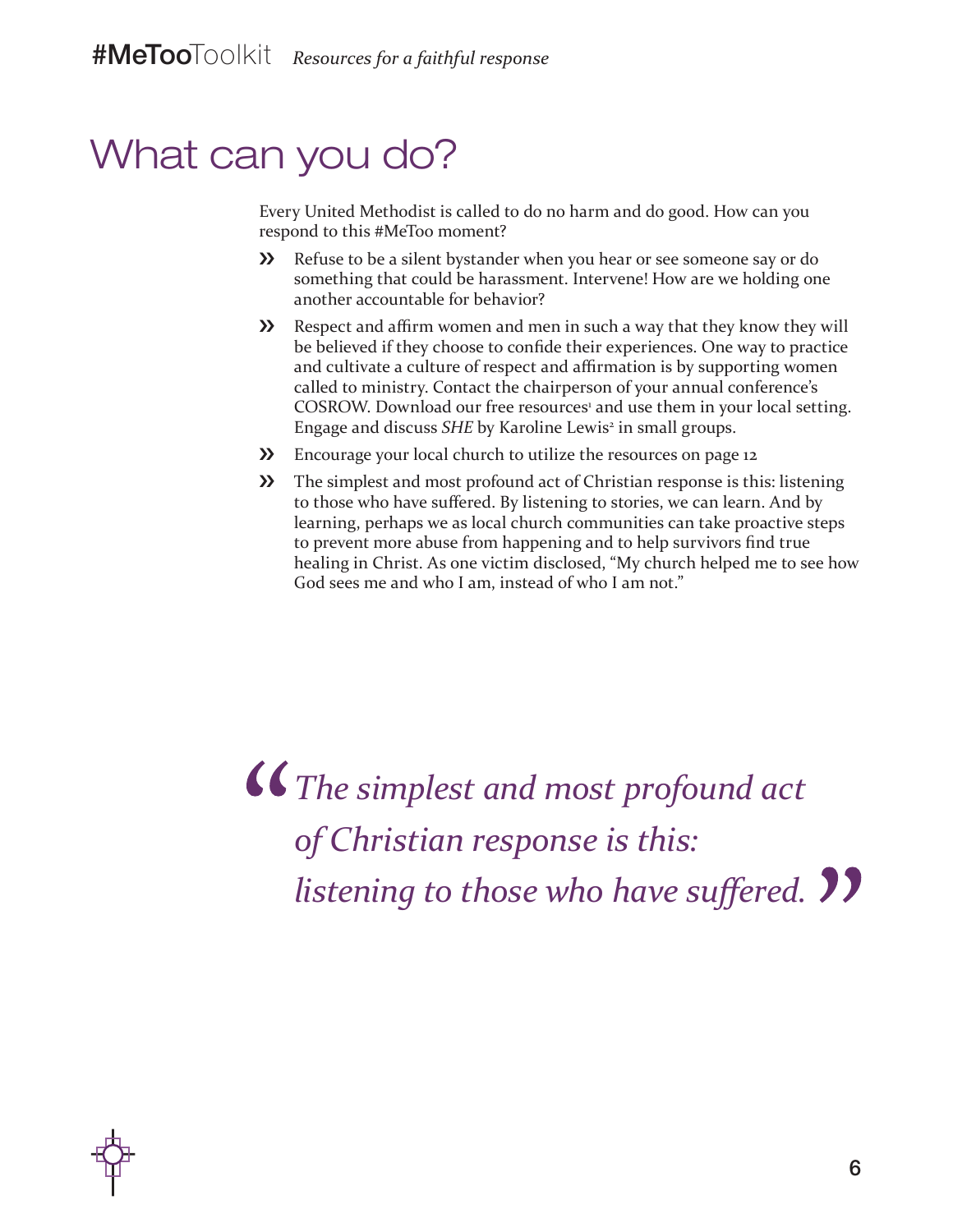# What can you do?

Every United Methodist is called to do no harm and do good. How can you respond to this #MeToo moment?

- Refuse to be a silent bystander when you hear or see someone say or do something that could be harassment. Intervene! How are we holding one another accountable for behavior?
- Respect and affirm women and men in such a way that they know they will be believed if they choose to confide their experiences. One way to practice and cultivate a culture of respect and affirmation is by supporting women called to ministry. Contact the chairperson of your annual conference's COSROW. Download our free resources[1] and use them in your local setting. Engage and discuss *SHE* by Karoline Lewis[2] in small groups.
- Encourage your local church to utilize the resources on page 12
- The simplest and most profound act of Christian response is this: listening to those who have suffered. By listening to stories, we can learn. And by learning, perhaps we as local church communities can take proactive steps to prevent more abuse from happening and to help survivors find true healing in Christ. As one victim disclosed, "My church helped me to see how God sees me and who I am, instead of who I am not."

> *"The simplest and most profound act of Christian response is this: listening to those who have suffered."*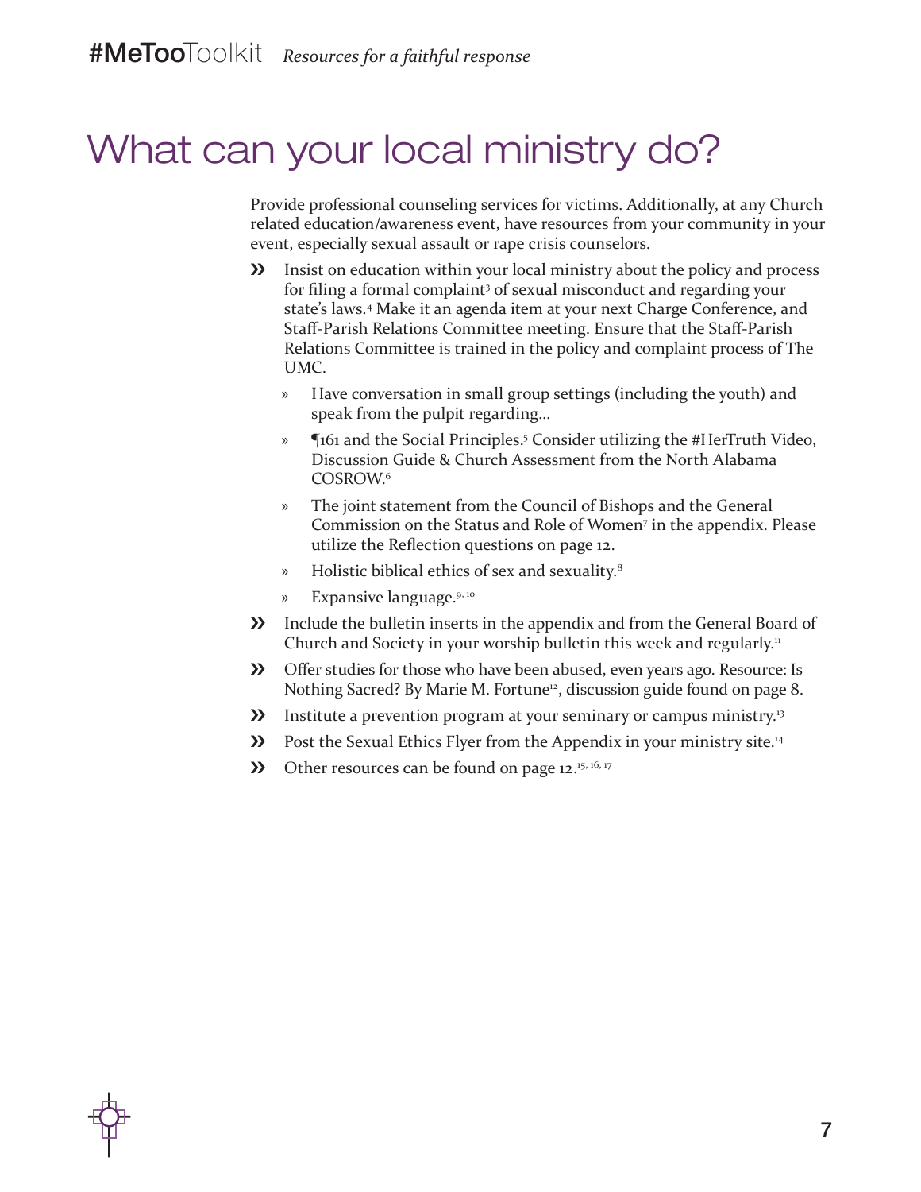# What can your local ministry do?

Provide professional counseling services for victims. Additionally, at any Church related education/awareness event, have resources from your community in your event, especially sexual assault or rape crisis counselors.

- Insist on education within your local ministry about the policy and process for filing a formal complaint[3] of sexual misconduct and regarding your state's laws.[4] Make it an agenda item at your next Charge Conference, and Staff-Parish Relations Committee meeting. Ensure that the Staff-Parish Relations Committee is trained in the policy and complaint process of The UMC.
  - Have conversation in small group settings (including the youth) and speak from the pulpit regarding…
  - ¶161 and the Social Principles.[5] Consider utilizing the #HerTruth Video, Discussion Guide & Church Assessment from the North Alabama COSROW.[6]
  - The joint statement from the Council of Bishops and the General Commission on the Status and Role of Women[7] in the appendix. Please utilize the Reflection questions on page 12.
  - Holistic biblical ethics of sex and sexuality.[8]
  - Expansive language.[9, 10]
- Include the bulletin inserts in the appendix and from the General Board of Church and Society in your worship bulletin this week and regularly.[11]
- Offer studies for those who have been abused, even years ago. Resource: Is Nothing Sacred? By Marie M. Fortune[12], discussion guide found on page 8.
- Institute a prevention program at your seminary or campus ministry.[13]
- Post the Sexual Ethics Flyer from the Appendix in your ministry site.[14]
- Other resources can be found on page 12.[15, 16, 17]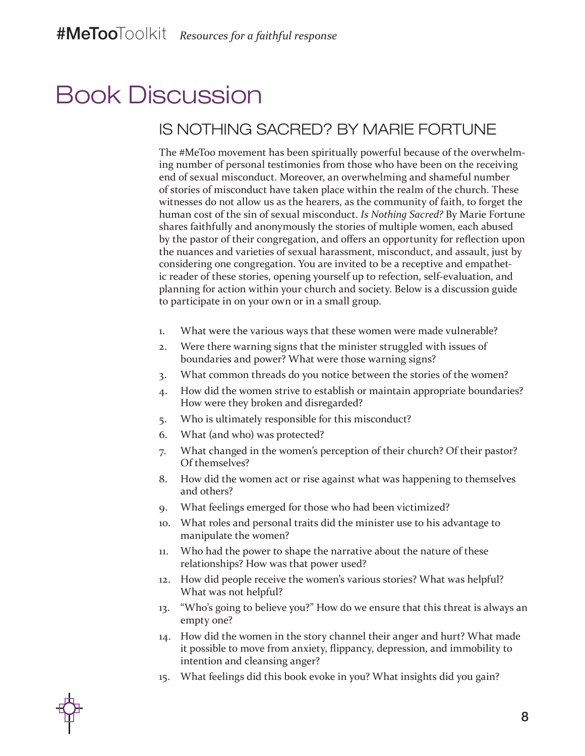# Book Discussion

## IS NOTHING SACRED? BY MARIE FORTUNE

The #MeToo movement has been spiritually powerful because of the overwhelming number of personal testimonies from those who have been on the receiving end of sexual misconduct. Moreover, an overwhelming and shameful number of stories of misconduct have taken place within the realm of the church. These witnesses do not allow us as the hearers, as the community of faith, to forget the human cost of the sin of sexual misconduct. *Is Nothing Sacred?* By Marie Fortune shares faithfully and anonymously the stories of multiple women, each abused by the pastor of their congregation, and offers an opportunity for reflection upon the nuances and varieties of sexual harassment, misconduct, and assault, just by considering one congregation. You are invited to be a receptive and empathetic reader of these stories, opening yourself up to refection, self-evaluation, and planning for action within your church and society. Below is a discussion guide to participate in on your own or in a small group.

1. What were the various ways that these women were made vulnerable?
2. Were there warning signs that the minister struggled with issues of boundaries and power? What were those warning signs?
3. What common threads do you notice between the stories of the women?
4. How did the women strive to establish or maintain appropriate boundaries? How were they broken and disregarded?
5. Who is ultimately responsible for this misconduct?
6. What (and who) was protected?
7. What changed in the women's perception of their church? Of their pastor? Of themselves?
8. How did the women act or rise against what was happening to themselves and others?
9. What feelings emerged for those who had been victimized?
10. What roles and personal traits did the minister use to his advantage to manipulate the women?
11. Who had the power to shape the narrative about the nature of these relationships? How was that power used?
12. How did people receive the women's various stories? What was helpful? What was not helpful?
13. "Who's going to believe you?" How do we ensure that this threat is always an empty one?
14. How did the women in the story channel their anger and hurt? What made it possible to move from anxiety, flippancy, depression, and immobility to intention and cleansing anger?
15. What feelings did this book evoke in you? What insights did you gain?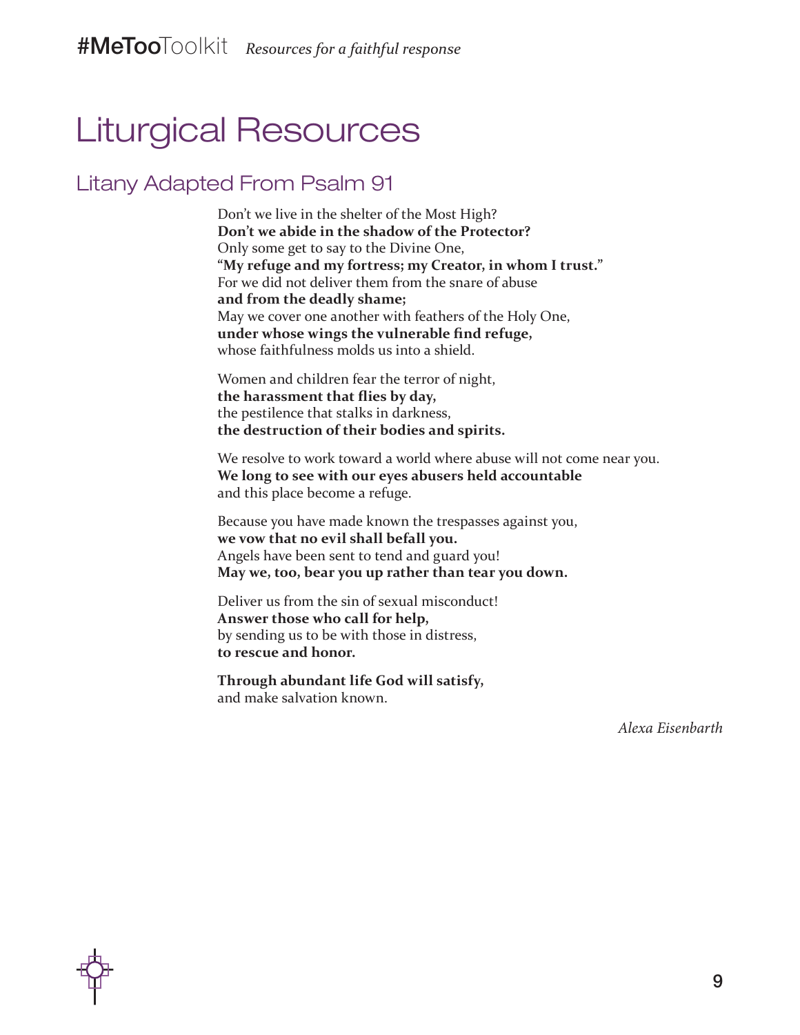# Liturgical Resources

## Litany Adapted From Psalm 91

Don't we live in the shelter of the Most High?  
**Don't we abide in the shadow of the Protector?**  
Only some get to say to the Divine One,  
**"My refuge and my fortress; my Creator, in whom I trust."**  
For we did not deliver them from the snare of abuse  
**and from the deadly shame;**  
May we cover one another with feathers of the Holy One,  
**under whose wings the vulnerable find refuge,**  
whose faithfulness molds us into a shield.

Women and children fear the terror of night,  
**the harassment that flies by day,**  
the pestilence that stalks in darkness,  
**the destruction of their bodies and spirits.**

We resolve to work toward a world where abuse will not come near you.  
**We long to see with our eyes abusers held accountable**  
and this place become a refuge.

Because you have made known the trespasses against you,  
**we vow that no evil shall befall you.**  
Angels have been sent to tend and guard you!  
**May we, too, bear you up rather than tear you down.**

Deliver us from the sin of sexual misconduct!  
**Answer those who call for help,**  
by sending us to be with those in distress,  
**to rescue and honor.**

**Through abundant life God will satisfy,**  
and make salvation known.

*Alexa Eisenbarth*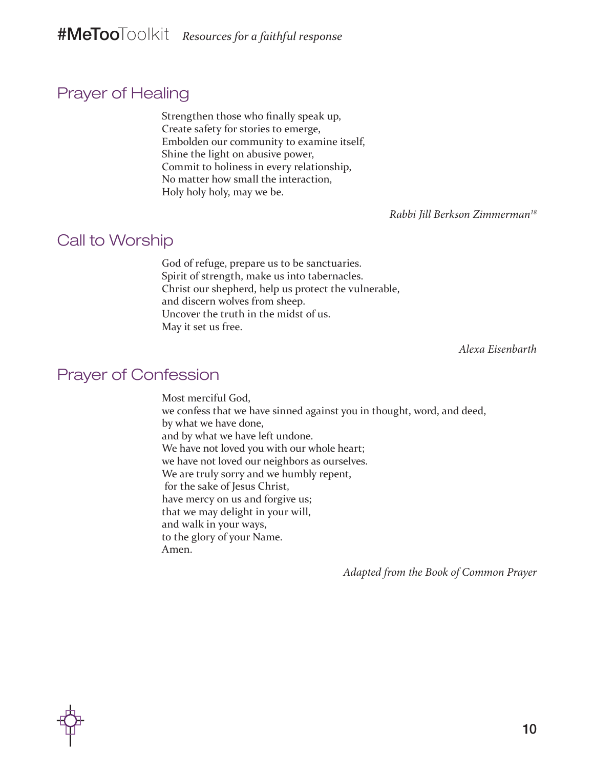## Prayer of Healing

Strengthen those who finally speak up,
Create safety for stories to emerge,
Embolden our community to examine itself,
Shine the light on abusive power,
Commit to holiness in every relationship,
No matter how small the interaction,
Holy holy holy, may we be.

*Rabbi Jill Berkson Zimmerman*[18]

## Call to Worship

God of refuge, prepare us to be sanctuaries.
Spirit of strength, make us into tabernacles.
Christ our shepherd, help us protect the vulnerable,
and discern wolves from sheep.
Uncover the truth in the midst of us.
May it set us free.

*Alexa Eisenbarth*

## Prayer of Confession

Most merciful God,
we confess that we have sinned against you in thought, word, and deed,
by what we have done,
and by what we have left undone.
We have not loved you with our whole heart;
we have not loved our neighbors as ourselves.
We are truly sorry and we humbly repent,
for the sake of Jesus Christ,
have mercy on us and forgive us;
that we may delight in your will,
and walk in your ways,
to the glory of your Name.
Amen.

*Adapted from the Book of Common Prayer*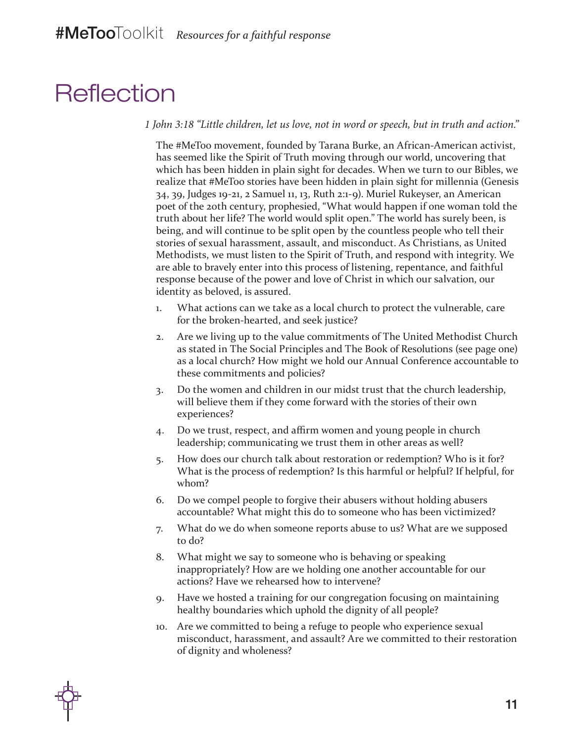# Reflection

*1 John 3:18 "Little children, let us love, not in word or speech, but in truth and action."*

The #MeToo movement, founded by Tarana Burke, an African-American activist, has seemed like the Spirit of Truth moving through our world, uncovering that which has been hidden in plain sight for decades. When we turn to our Bibles, we realize that #MeToo stories have been hidden in plain sight for millennia (Genesis 34, 39, Judges 19-21, 2 Samuel 11, 13, Ruth 2:1-9). Muriel Rukeyser, an American poet of the 20th century, prophesied, "What would happen if one woman told the truth about her life? The world would split open." The world has surely been, is being, and will continue to be split open by the countless people who tell their stories of sexual harassment, assault, and misconduct. As Christians, as United Methodists, we must listen to the Spirit of Truth, and respond with integrity. We are able to bravely enter into this process of listening, repentance, and faithful response because of the power and love of Christ in which our salvation, our identity as beloved, is assured.

1. What actions can we take as a local church to protect the vulnerable, care for the broken-hearted, and seek justice?
2. Are we living up to the value commitments of The United Methodist Church as stated in The Social Principles and The Book of Resolutions (see page one) as a local church? How might we hold our Annual Conference accountable to these commitments and policies?
3. Do the women and children in our midst trust that the church leadership, will believe them if they come forward with the stories of their own experiences?
4. Do we trust, respect, and affirm women and young people in church leadership; communicating we trust them in other areas as well?
5. How does our church talk about restoration or redemption? Who is it for? What is the process of redemption? Is this harmful or helpful? If helpful, for whom?
6. Do we compel people to forgive their abusers without holding abusers accountable? What might this do to someone who has been victimized?
7. What do we do when someone reports abuse to us? What are we supposed to do?
8. What might we say to someone who is behaving or speaking inappropriately? How are we holding one another accountable for our actions? Have we rehearsed how to intervene?
9. Have we hosted a training for our congregation focusing on maintaining healthy boundaries which uphold the dignity of all people?
10. Are we committed to being a refuge to people who experience sexual misconduct, harassment, and assault? Are we committed to their restoration of dignity and wholeness?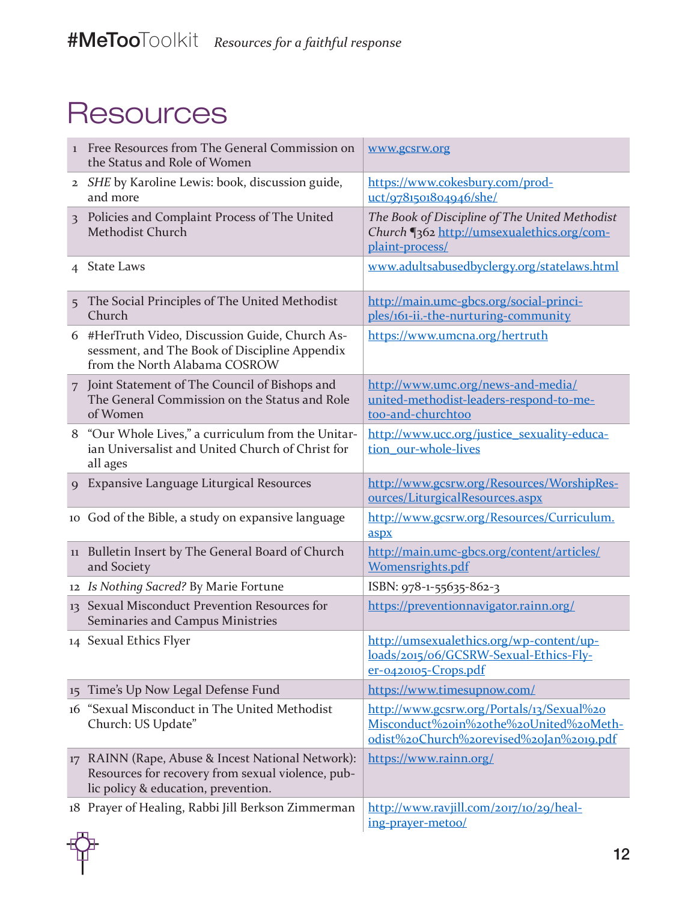# Resources

| | Resource | Link |
|---|---|---|
| 1 | Free Resources from The General Commission on the Status and Role of Women | www.gcsrw.org |
| 2 | *SHE* by Karoline Lewis: book, discussion guide, and more | https://www.cokesbury.com/product/9781501804946/she/ |
| 3 | Policies and Complaint Process of The United Methodist Church | *The Book of Discipline of The United Methodist Church* ¶362 http://umsexualethics.org/complaint-process/ |
| 4 | State Laws | www.adultsabusedbyclergy.org/statelaws.html |
| 5 | The Social Principles of The United Methodist Church | http://main.umc-gbcs.org/social-principles/161-ii.-the-nurturing-community |
| 6 | #HerTruth Video, Discussion Guide, Church Assessment, and The Book of Discipline Appendix from the North Alabama COSROW | https://www.umcna.org/hertruth |
| 7 | Joint Statement of The Council of Bishops and The General Commission on the Status and Role of Women | http://www.umc.org/news-and-media/united-methodist-leaders-respond-to-me-too-and-churchtoo |
| 8 | "Our Whole Lives," a curriculum from the Unitarian Universalist and United Church of Christ for all ages | http://www.ucc.org/justice_sexuality-education_our-whole-lives |
| 9 | Expansive Language Liturgical Resources | http://www.gcsrw.org/Resources/WorshipResources/LiturgicalResources.aspx |
| 10 | God of the Bible, a study on expansive language | http://www.gcsrw.org/Resources/Curriculum.aspx |
| 11 | Bulletin Insert by The General Board of Church and Society | http://main.umc-gbcs.org/content/articles/Womensrights.pdf |
| 12 | *Is Nothing Sacred?* By Marie Fortune | ISBN: 978-1-55635-862-3 |
| 13 | Sexual Misconduct Prevention Resources for Seminaries and Campus Ministries | https://preventionnavigator.rainn.org/ |
| 14 | Sexual Ethics Flyer | http://umsexualethics.org/wp-content/uploads/2015/06/GCSRW-Sexual-Ethics-Flyer-0420105-Crops.pdf |
| 15 | Time's Up Now Legal Defense Fund | https://www.timesupnow.com/ |
| 16 | "Sexual Misconduct in The United Methodist Church: US Update" | http://www.gcsrw.org/Portals/13/Sexual%20Misconduct%20in%20the%20United%20Methodist%20Church%20revised%20Jan%2019.pdf |
| 17 | RAINN (Rape, Abuse & Incest National Network): Resources for recovery from sexual violence, public policy & education, prevention. | https://www.rainn.org/ |
| 18 | Prayer of Healing, Rabbi Jill Berkson Zimmerman | http://www.ravjill.com/2017/10/29/healing-prayer-metoo/ |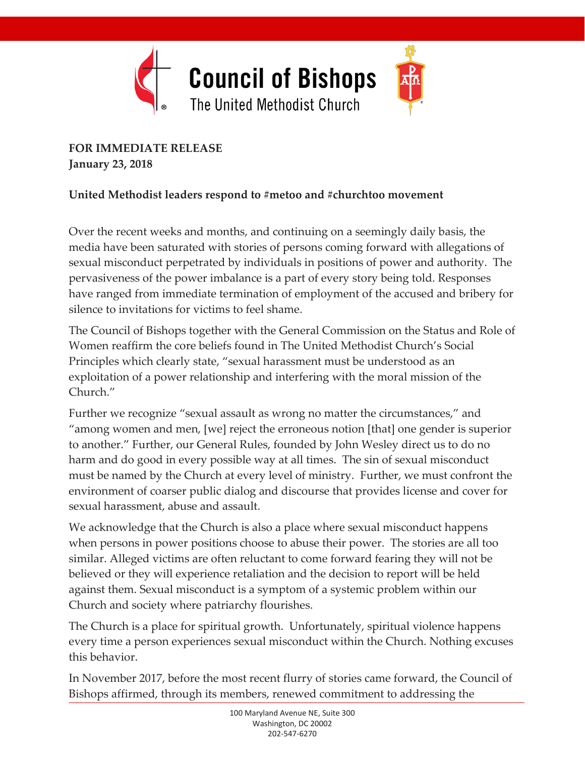**Council of Bishops**
The United Methodist Church

**FOR IMMEDIATE RELEASE**
**January 23, 2018**

**United Methodist leaders respond to #metoo and #churchtoo movement**

Over the recent weeks and months, and continuing on a seemingly daily basis, the media have been saturated with stories of persons coming forward with allegations of sexual misconduct perpetrated by individuals in positions of power and authority. The pervasiveness of the power imbalance is a part of every story being told. Responses have ranged from immediate termination of employment of the accused and bribery for silence to invitations for victims to feel shame.

The Council of Bishops together with the General Commission on the Status and Role of Women reaffirm the core beliefs found in The United Methodist Church's Social Principles which clearly state, "sexual harassment must be understood as an exploitation of a power relationship and interfering with the moral mission of the Church."

Further we recognize "sexual assault as wrong no matter the circumstances," and "among women and men, [we] reject the erroneous notion [that] one gender is superior to another." Further, our General Rules, founded by John Wesley direct us to do no harm and do good in every possible way at all times. The sin of sexual misconduct must be named by the Church at every level of ministry. Further, we must confront the environment of coarser public dialog and discourse that provides license and cover for sexual harassment, abuse and assault.

We acknowledge that the Church is also a place where sexual misconduct happens when persons in power positions choose to abuse their power. The stories are all too similar. Alleged victims are often reluctant to come forward fearing they will not be believed or they will experience retaliation and the decision to report will be held against them. Sexual misconduct is a symptom of a systemic problem within our Church and society where patriarchy flourishes.

The Church is a place for spiritual growth. Unfortunately, spiritual violence happens every time a person experiences sexual misconduct within the Church. Nothing excuses this behavior.

In November 2017, before the most recent flurry of stories came forward, the Council of Bishops affirmed, through its members, renewed commitment to addressing the

100 Maryland Avenue NE, Suite 300
Washington, DC 20002
202-547-6270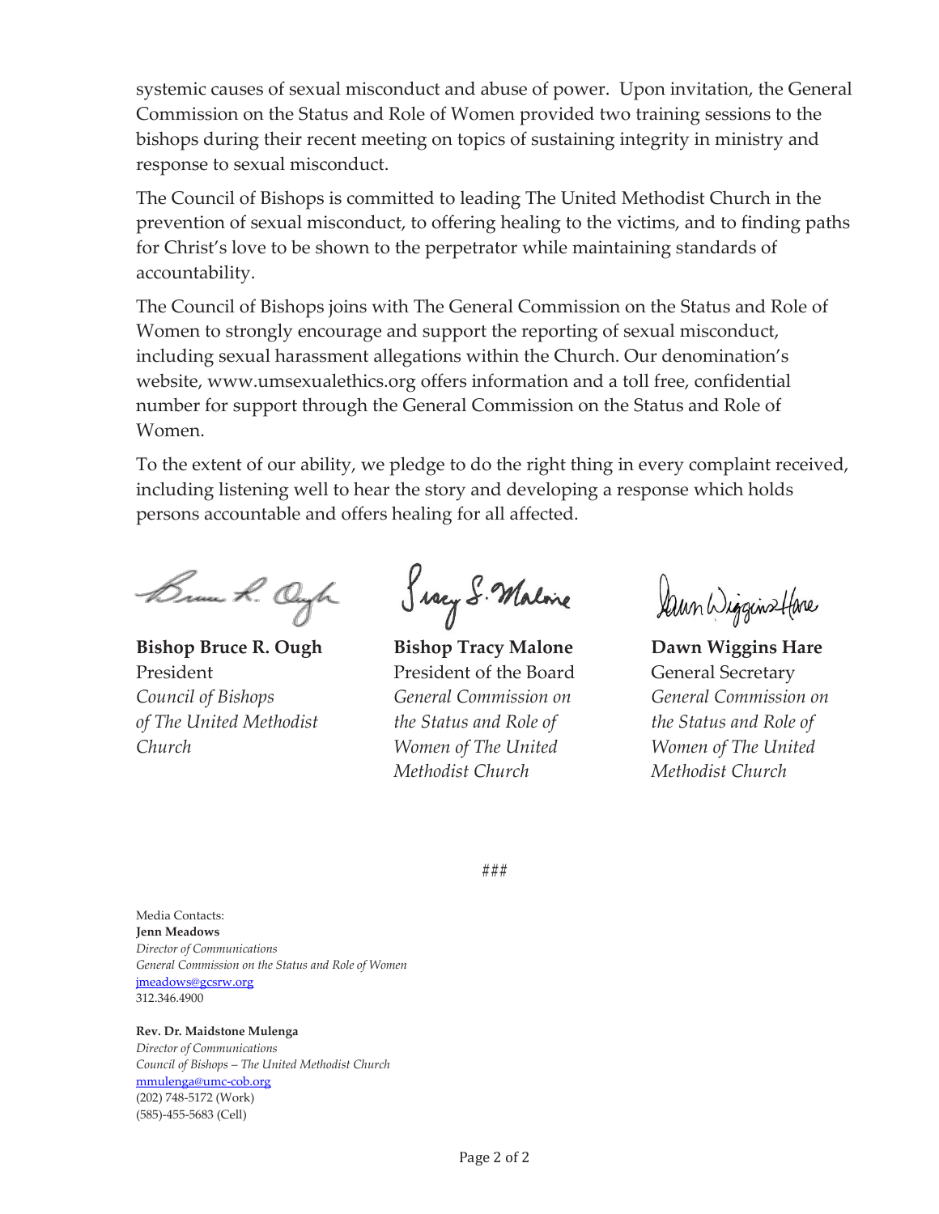systemic causes of sexual misconduct and abuse of power. Upon invitation, the General Commission on the Status and Role of Women provided two training sessions to the bishops during their recent meeting on topics of sustaining integrity in ministry and response to sexual misconduct.

The Council of Bishops is committed to leading The United Methodist Church in the prevention of sexual misconduct, to offering healing to the victims, and to finding paths for Christ's love to be shown to the perpetrator while maintaining standards of accountability.

The Council of Bishops joins with The General Commission on the Status and Role of Women to strongly encourage and support the reporting of sexual misconduct, including sexual harassment allegations within the Church. Our denomination's website, www.umsexualethics.org offers information and a toll free, confidential number for support through the General Commission on the Status and Role of Women.

To the extent of our ability, we pledge to do the right thing in every complaint received, including listening well to hear the story and developing a response which holds persons accountable and offers healing for all affected.

**Bishop Bruce R. Ough**
President
*Council of Bishops of The United Methodist Church*

**Bishop Tracy Malone**
President of the Board
*General Commission on the Status and Role of Women of The United Methodist Church*

**Dawn Wiggins Hare**
General Secretary
*General Commission on the Status and Role of Women of The United Methodist Church*

###

Media Contacts:
**Jenn Meadows**
*Director of Communications*
*General Commission on the Status and Role of Women*
jmeadows@gcsrw.org
312.346.4900

**Rev. Dr. Maidstone Mulenga**
*Director of Communications*
*Council of Bishops – The United Methodist Church*
mmulenga@umc-cob.org
(202) 748-5172 (Work)
(585)-455-5683 (Cell)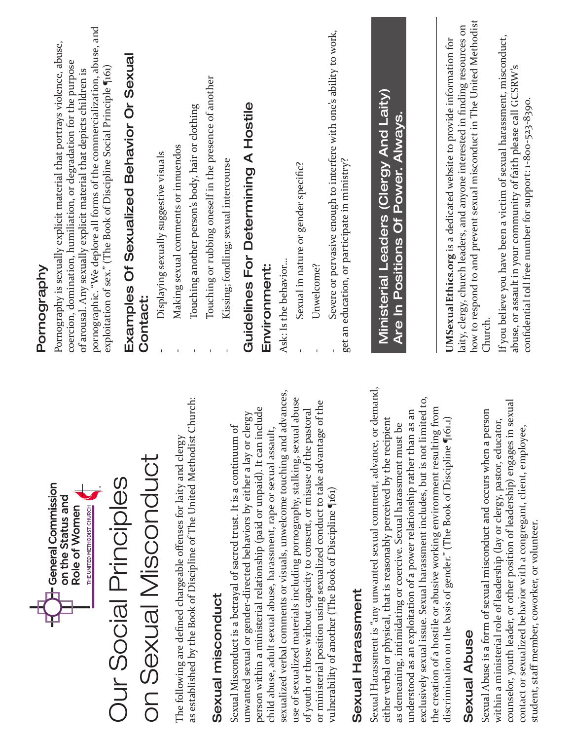General Commission on the Status and Role of Women

THE UNITED METHODIST CHURCH

# Our Social Principles on Sexual Misconduct

The following are defined chargeable offenses for laity and clergy as established by the Book of Discipline of The United Methodist Church:

## Sexual misconduct

Sexual Misconduct is a betrayal of sacred trust. It is a continuum of unwanted sexual or gender-directed behaviors by either a lay or clergy person within a ministerial relationship (paid or unpaid). It can include child abuse, adult sexual abuse, harassment, rape or sexual assault, sexualized verbal comments or visuals, unwelcome touching and advances, use of sexualized materials including pornography, stalking, sexual abuse of youth or those without capacity to consent, or misuse of the pastoral or ministerial position using sexualized conduct to take advantage of the vulnerability of another (The Book of Discipline ¶161)

## Sexual Harassment

Sexual Harassment is "any unwanted sexual comment, advance, or demand, either verbal or physical, that is reasonably perceived by the recipient as demeaning, intimidating or coercive. Sexual harassment must be understood as an exploitation of a power relationship rather than as an exclusively sexual issue. Sexual harassment includes, but is not limited to, the creation of a hostile or abusive working environment resulting from discrimination on the basis of gender." (The Book of Discipline ¶161.I)

## Sexual Abuse

Sexual Abuse is a form of sexual misconduct and occurs when a person within a ministerial role of leadership (lay or clergy, pastor, educator, counselor, youth leader, or other position of leadership) engages in sexual contact or sexualized behavior with a congregant, client, employee, student, staff member, coworker, or volunteer.

## Pornography

Pornography is sexually explicit material that portrays violence, abuse, coercion, domination, humiliation, or degradation for the purpose of arousal. Any sexually explicit material that depicts children is pornographic. "We deplore all forms of the commercialization, abuse, and exploitation of sex." (The Book of Discipline Social Principle ¶161)

## Examples Of Sexualized Behavior Or Sexual Contact:

- Displaying sexually suggestive visuals
- Making sexual comments or innuendos
- Touching another person's body, hair or clothing
- Touching or rubbing oneself in the presence of another
- Kissing; fondling; sexual intercourse

## Guidelines For Determining A Hostile Environment:

Ask: Is the behavior...

- Sexual in nature or gender specific?
- Unwelcome?
- Severe or pervasive enough to interfere with one's ability to work, get an education, or participate in ministry?

**Ministerial Leaders (Clergy And Laity) Are In Positions Of Power. Always.**

**UMSexualEthics.org** is a dedicated website to provide information for laity, clergy, church leaders, and anyone interested in finding resources on how to respond to and prevent sexual misconduct in The United Methodist Church.

If you believe you have been a victim of sexual harassment, misconduct, abuse, or assault in your community of faith please call GCSRW's confidential toll free number for support: 1-800-523-8390.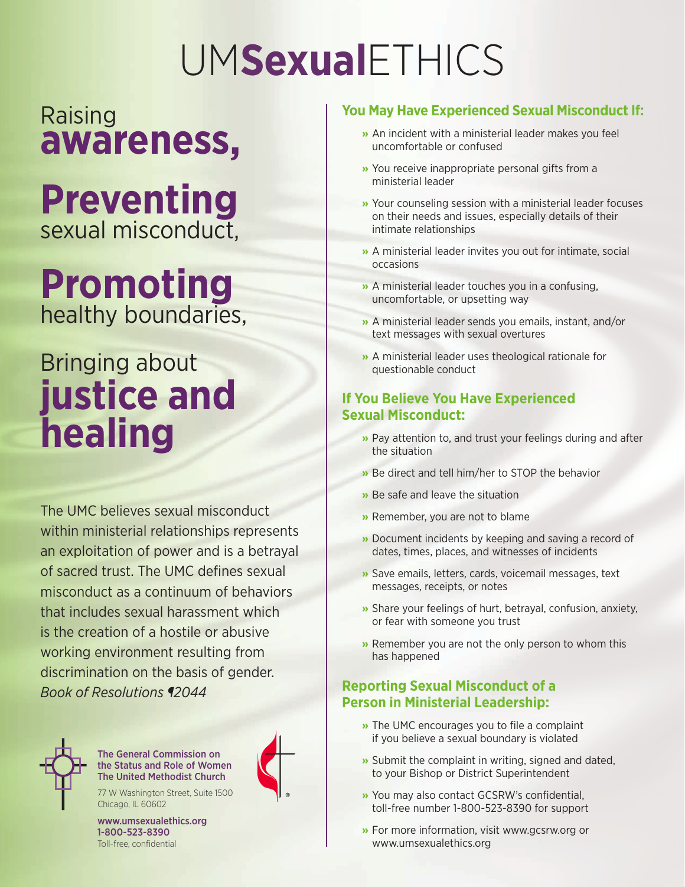# UMSexualETHICS

Raising **awareness,**

**Preventing** sexual misconduct,

**Promoting** healthy boundaries,

Bringing about **justice and healing**

The UMC believes sexual misconduct within ministerial relationships represents an exploitation of power and is a betrayal of sacred trust. The UMC defines sexual misconduct as a continuum of behaviors that includes sexual harassment which is the creation of a hostile or abusive working environment resulting from discrimination on the basis of gender. *Book of Resolutions ¶2044*

**The General Commission on the Status and Role of Women The United Methodist Church**

77 W Washington Street, Suite 1500
Chicago, IL 60602

**www.umsexualethics.org**
**1-800-523-8390**
Toll-free, confidential

## You May Have Experienced Sexual Misconduct If:

- An incident with a ministerial leader makes you feel uncomfortable or confused
- You receive inappropriate personal gifts from a ministerial leader
- Your counseling session with a ministerial leader focuses on their needs and issues, especially details of their intimate relationships
- A ministerial leader invites you out for intimate, social occasions
- A ministerial leader touches you in a confusing, uncomfortable, or upsetting way
- A ministerial leader sends you emails, instant, and/or text messages with sexual overtures
- A ministerial leader uses theological rationale for questionable conduct

## If You Believe You Have Experienced Sexual Misconduct:

- Pay attention to, and trust your feelings during and after the situation
- Be direct and tell him/her to STOP the behavior
- Be safe and leave the situation
- Remember, you are not to blame
- Document incidents by keeping and saving a record of dates, times, places, and witnesses of incidents
- Save emails, letters, cards, voicemail messages, text messages, receipts, or notes
- Share your feelings of hurt, betrayal, confusion, anxiety, or fear with someone you trust
- Remember you are not the only person to whom this has happened

## Reporting Sexual Misconduct of a Person in Ministerial Leadership:

- The UMC encourages you to file a complaint if you believe a sexual boundary is violated
- Submit the complaint in writing, signed and dated, to your Bishop or District Superintendent
- You may also contact GCSRW's confidential, toll-free number 1-800-523-8390 for support
- For more information, visit www.gcsrw.org or www.umsexualethics.org